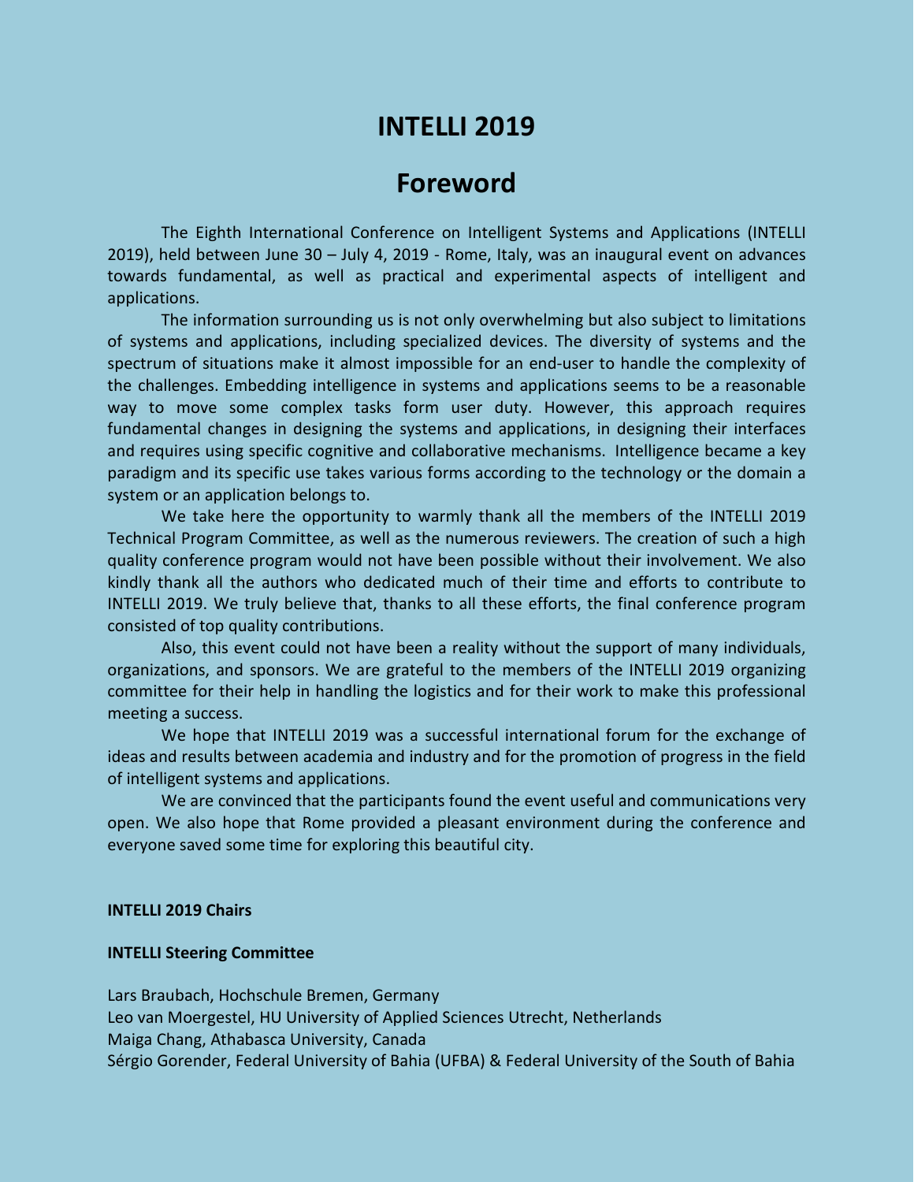# INTELLI 2019

## Foreword

The Eighth International Conference on Intelligent Systems and Applications (INTELLI 2019), held between June 30 – July 4, 2019 - Rome, Italy, was an inaugural event on advances towards fundamental, as well as practical and experimental aspects of intelligent and applications.

The information surrounding us is not only overwhelming but also subject to limitations of systems and applications, including specialized devices. The diversity of systems and the spectrum of situations make it almost impossible for an end-user to handle the complexity of the challenges. Embedding intelligence in systems and applications seems to be a reasonable way to move some complex tasks form user duty. However, this approach requires fundamental changes in designing the systems and applications, in designing their interfaces and requires using specific cognitive and collaborative mechanisms. Intelligence became a key paradigm and its specific use takes various forms according to the technology or the domain a system or an application belongs to.

We take here the opportunity to warmly thank all the members of the INTELLI 2019 Technical Program Committee, as well as the numerous reviewers. The creation of such a high quality conference program would not have been possible without their involvement. We also kindly thank all the authors who dedicated much of their time and efforts to contribute to INTELLI 2019. We truly believe that, thanks to all these efforts, the final conference program consisted of top quality contributions.

Also, this event could not have been a reality without the support of many individuals, organizations, and sponsors. We are grateful to the members of the INTELLI 2019 organizing committee for their help in handling the logistics and for their work to make this professional meeting a success.

We hope that INTELLI 2019 was a successful international forum for the exchange of ideas and results between academia and industry and for the promotion of progress in the field of intelligent systems and applications.

We are convinced that the participants found the event useful and communications very open. We also hope that Rome provided a pleasant environment during the conference and everyone saved some time for exploring this beautiful city.

**INTELLI 2019 Chairs**

**INTELLI Steering Committee**

Lars Braubach, Hochschule Bremen, Germany
Leo van Moergestel, HU University of Applied Sciences Utrecht, Netherlands
Maiga Chang, Athabasca University, Canada
Sérgio Gorender, Federal University of Bahia (UFBA) & Federal University of the South of Bahia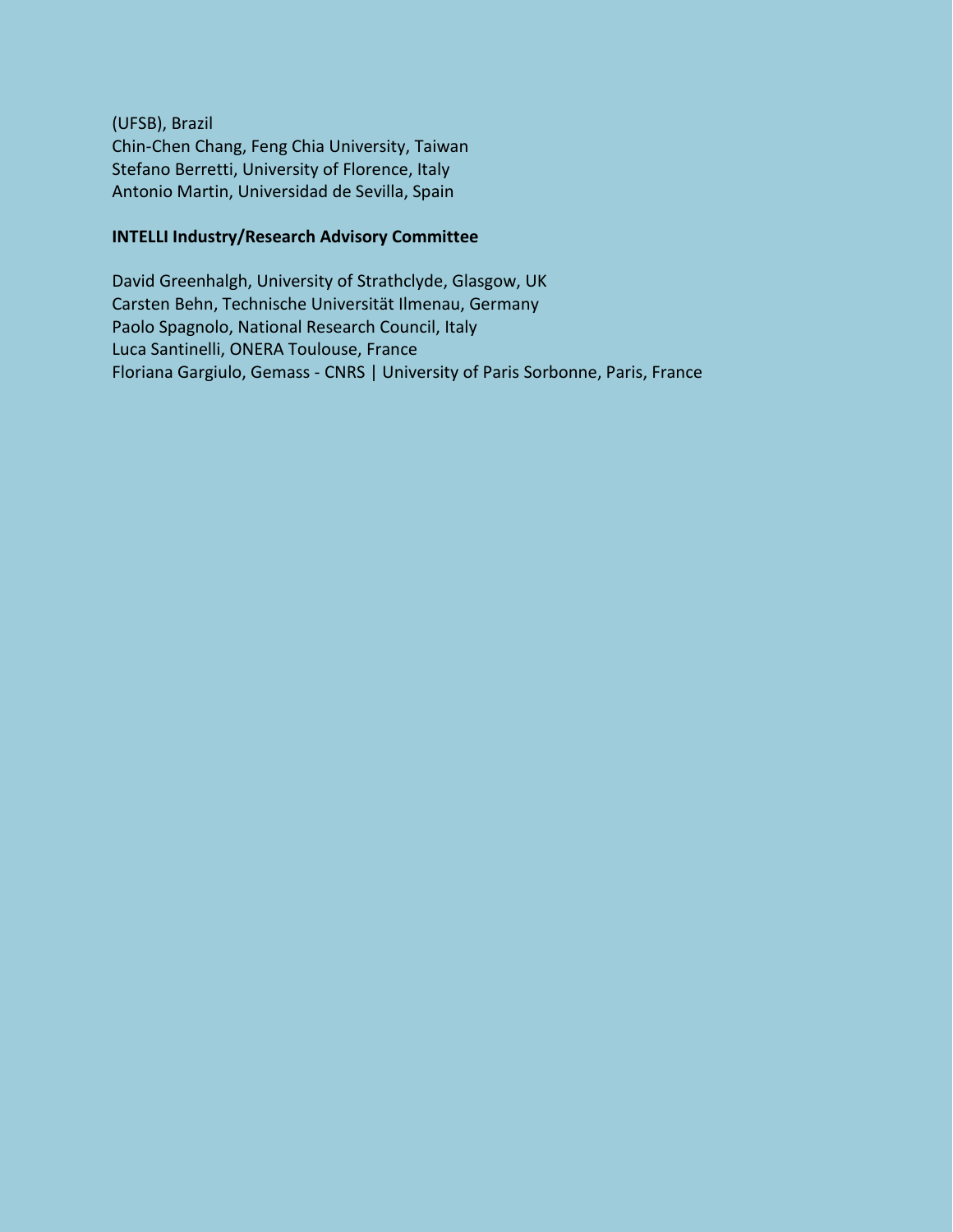(UFSB), Brazil
Chin-Chen Chang, Feng Chia University, Taiwan
Stefano Berretti, University of Florence, Italy
Antonio Martin, Universidad de Sevilla, Spain

**INTELLI Industry/Research Advisory Committee**

David Greenhalgh, University of Strathclyde, Glasgow, UK
Carsten Behn, Technische Universität Ilmenau, Germany
Paolo Spagnolo, National Research Council, Italy
Luca Santinelli, ONERA Toulouse, France
Floriana Gargiulo, Gemass - CNRS | University of Paris Sorbonne, Paris, France